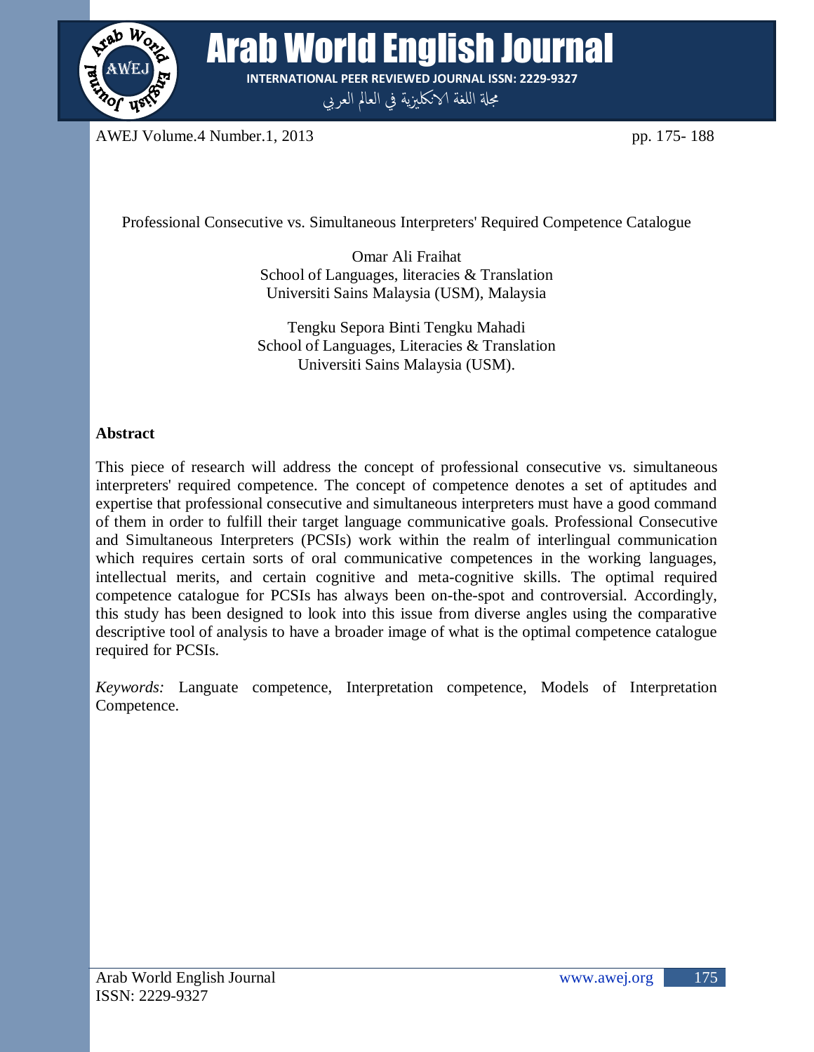Professional Consecutive vs. Simultaneous Interpreters' Required Competence Catalogue

Omar Ali Fraihat
School of Languages, literacies & Translation
Universiti Sains Malaysia (USM), Malaysia

Tengku Sepora Binti Tengku Mahadi
School of Languages, Literacies & Translation
Universiti Sains Malaysia (USM).

**Abstract**

This piece of research will address the concept of professional consecutive vs. simultaneous interpreters' required competence. The concept of competence denotes a set of aptitudes and expertise that professional consecutive and simultaneous interpreters must have a good command of them in order to fulfill their target language communicative goals. Professional Consecutive and Simultaneous Interpreters (PCSIs) work within the realm of interlingual communication which requires certain sorts of oral communicative competences in the working languages, intellectual merits, and certain cognitive and meta-cognitive skills. The optimal required competence catalogue for PCSIs has always been on-the-spot and controversial. Accordingly, this study has been designed to look into this issue from diverse angles using the comparative descriptive tool of analysis to have a broader image of what is the optimal competence catalogue required for PCSIs.

*Keywords:* Languate competence, Interpretation competence, Models of Interpretation Competence.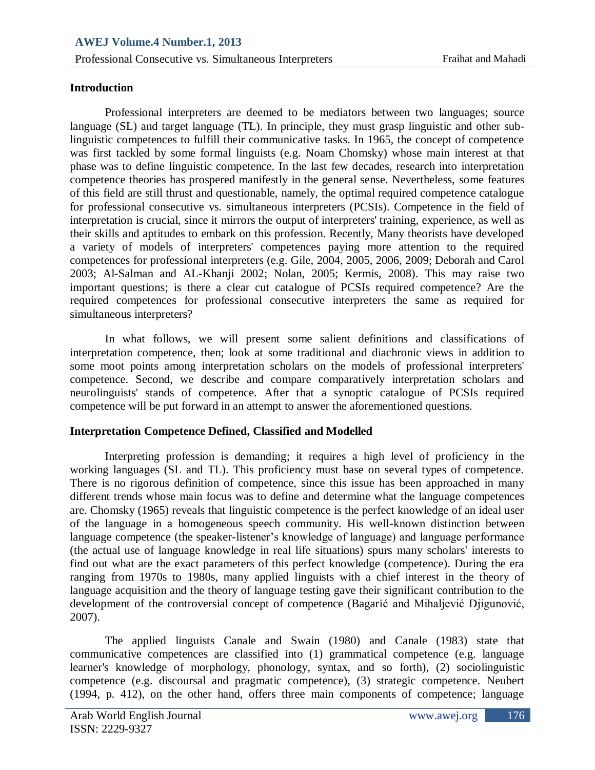## Introduction

Professional interpreters are deemed to be mediators between two languages; source language (SL) and target language (TL). In principle, they must grasp linguistic and other sub-linguistic competences to fulfill their communicative tasks. In 1965, the concept of competence was first tackled by some formal linguists (e.g. Noam Chomsky) whose main interest at that phase was to define linguistic competence. In the last few decades, research into interpretation competence theories has prospered manifestly in the general sense. Nevertheless, some features of this field are still thrust and questionable, namely, the optimal required competence catalogue for professional consecutive vs. simultaneous interpreters (PCSIs). Competence in the field of interpretation is crucial, since it mirrors the output of interpreters' training, experience, as well as their skills and aptitudes to embark on this profession. Recently, Many theorists have developed a variety of models of interpreters' competences paying more attention to the required competences for professional interpreters (e.g. Gile, 2004, 2005, 2006, 2009; Deborah and Carol 2003; Al-Salman and AL-Khanji 2002; Nolan, 2005; Kermis, 2008). This may raise two important questions; is there a clear cut catalogue of PCSIs required competence? Are the required competences for professional consecutive interpreters the same as required for simultaneous interpreters?

In what follows, we will present some salient definitions and classifications of interpretation competence, then; look at some traditional and diachronic views in addition to some moot points among interpretation scholars on the models of professional interpreters' competence. Second, we describe and compare comparatively interpretation scholars and neurolinguists' stands of competence. After that a synoptic catalogue of PCSIs required competence will be put forward in an attempt to answer the aforementioned questions.

## Interpretation Competence Defined, Classified and Modelled

Interpreting profession is demanding; it requires a high level of proficiency in the working languages (SL and TL). This proficiency must base on several types of competence. There is no rigorous definition of competence, since this issue has been approached in many different trends whose main focus was to define and determine what the language competences are. Chomsky (1965) reveals that linguistic competence is the perfect knowledge of an ideal user of the language in a homogeneous speech community. His well-known distinction between language competence (the speaker-listener's knowledge of language) and language performance (the actual use of language knowledge in real life situations) spurs many scholars' interests to find out what are the exact parameters of this perfect knowledge (competence). During the era ranging from 1970s to 1980s, many applied linguists with a chief interest in the theory of language acquisition and the theory of language testing gave their significant contribution to the development of the controversial concept of competence (Bagarić and Mihaljević Djigunović, 2007).

The applied linguists Canale and Swain (1980) and Canale (1983) state that communicative competences are classified into (1) grammatical competence (e.g. language learner's knowledge of morphology, phonology, syntax, and so forth), (2) sociolinguistic competence (e.g. discoursal and pragmatic competence), (3) strategic competence. Neubert (1994, p. 412), on the other hand, offers three main components of competence; language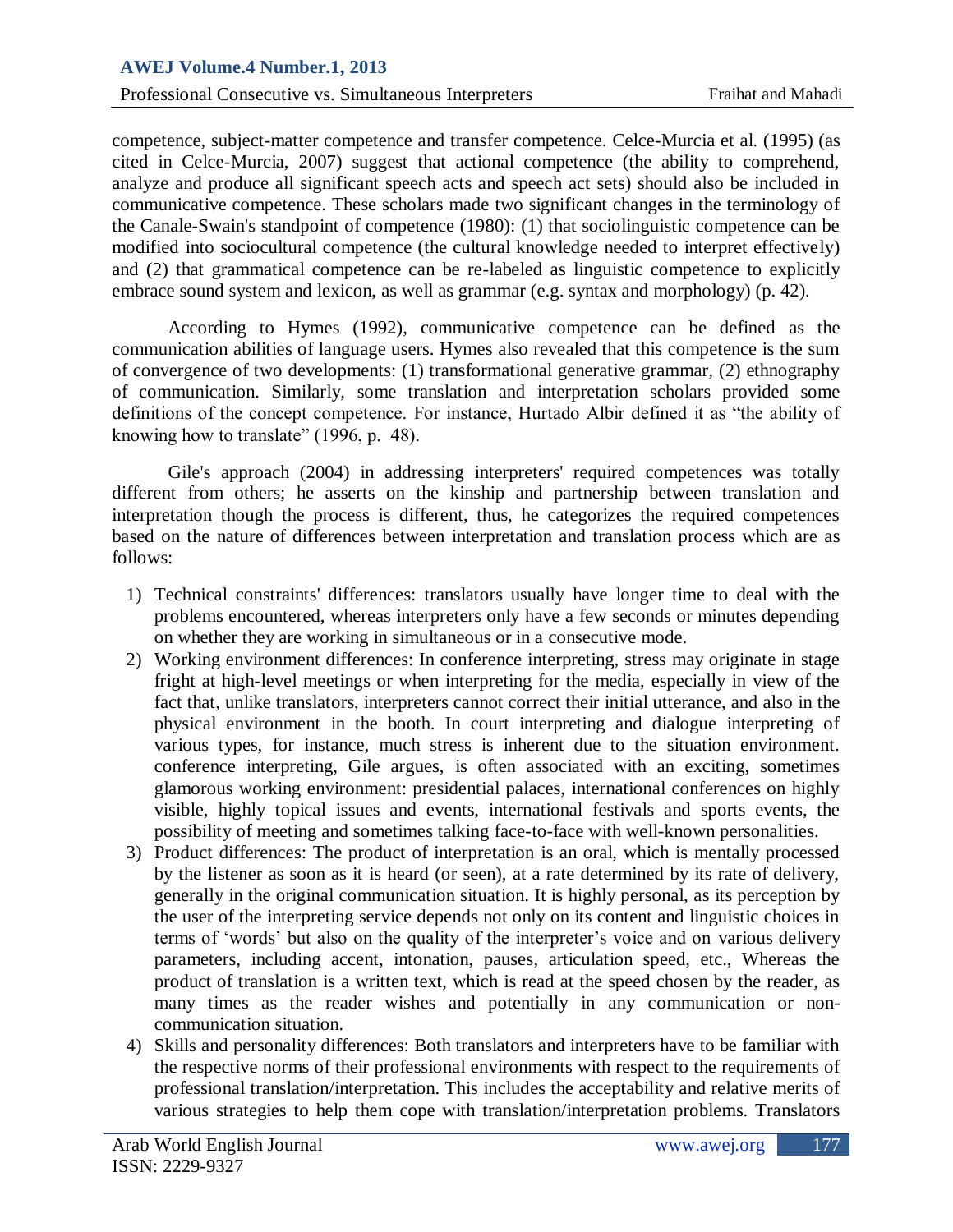competence, subject-matter competence and transfer competence. Celce-Murcia et al. (1995) (as cited in Celce-Murcia, 2007) suggest that actional competence (the ability to comprehend, analyze and produce all significant speech acts and speech act sets) should also be included in communicative competence. These scholars made two significant changes in the terminology of the Canale-Swain's standpoint of competence (1980): (1) that sociolinguistic competence can be modified into sociocultural competence (the cultural knowledge needed to interpret effectively) and (2) that grammatical competence can be re-labeled as linguistic competence to explicitly embrace sound system and lexicon, as well as grammar (e.g. syntax and morphology) (p. 42).

According to Hymes (1992), communicative competence can be defined as the communication abilities of language users. Hymes also revealed that this competence is the sum of convergence of two developments: (1) transformational generative grammar, (2) ethnography of communication. Similarly, some translation and interpretation scholars provided some definitions of the concept competence. For instance, Hurtado Albir defined it as "the ability of knowing how to translate" (1996, p. 48).

Gile's approach (2004) in addressing interpreters' required competences was totally different from others; he asserts on the kinship and partnership between translation and interpretation though the process is different, thus, he categorizes the required competences based on the nature of differences between interpretation and translation process which are as follows:

1) Technical constraints' differences: translators usually have longer time to deal with the problems encountered, whereas interpreters only have a few seconds or minutes depending on whether they are working in simultaneous or in a consecutive mode.
2) Working environment differences: In conference interpreting, stress may originate in stage fright at high-level meetings or when interpreting for the media, especially in view of the fact that, unlike translators, interpreters cannot correct their initial utterance, and also in the physical environment in the booth. In court interpreting and dialogue interpreting of various types, for instance, much stress is inherent due to the situation environment. conference interpreting, Gile argues, is often associated with an exciting, sometimes glamorous working environment: presidential palaces, international conferences on highly visible, highly topical issues and events, international festivals and sports events, the possibility of meeting and sometimes talking face-to-face with well-known personalities.
3) Product differences: The product of interpretation is an oral, which is mentally processed by the listener as soon as it is heard (or seen), at a rate determined by its rate of delivery, generally in the original communication situation. It is highly personal, as its perception by the user of the interpreting service depends not only on its content and linguistic choices in terms of 'words' but also on the quality of the interpreter's voice and on various delivery parameters, including accent, intonation, pauses, articulation speed, etc., Whereas the product of translation is a written text, which is read at the speed chosen by the reader, as many times as the reader wishes and potentially in any communication or non-communication situation.
4) Skills and personality differences: Both translators and interpreters have to be familiar with the respective norms of their professional environments with respect to the requirements of professional translation/interpretation. This includes the acceptability and relative merits of various strategies to help them cope with translation/interpretation problems. Translators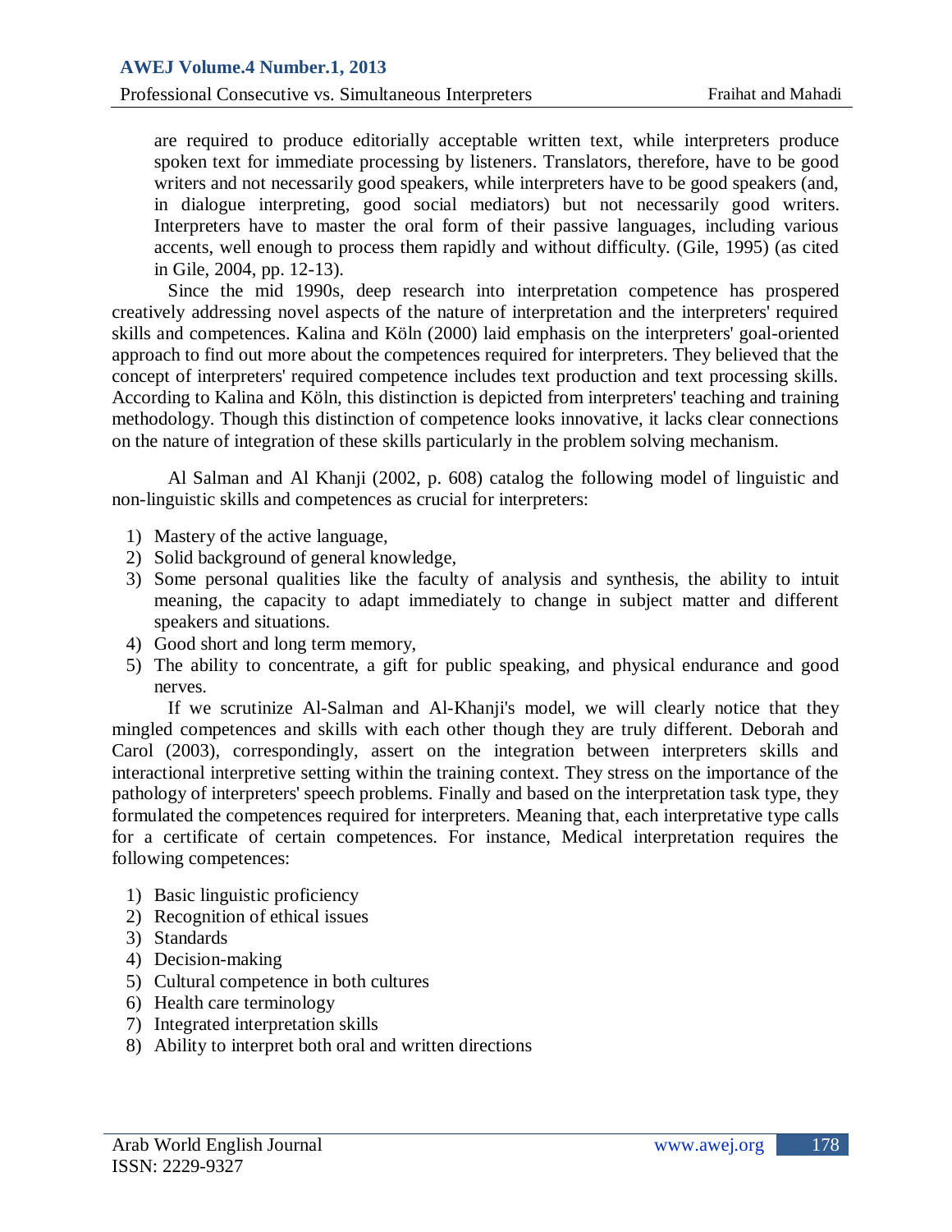are required to produce editorially acceptable written text, while interpreters produce spoken text for immediate processing by listeners. Translators, therefore, have to be good writers and not necessarily good speakers, while interpreters have to be good speakers (and, in dialogue interpreting, good social mediators) but not necessarily good writers. Interpreters have to master the oral form of their passive languages, including various accents, well enough to process them rapidly and without difficulty. (Gile, 1995) (as cited in Gile, 2004, pp. 12-13).

Since the mid 1990s, deep research into interpretation competence has prospered creatively addressing novel aspects of the nature of interpretation and the interpreters' required skills and competences. Kalina and Köln (2000) laid emphasis on the interpreters' goal-oriented approach to find out more about the competences required for interpreters. They believed that the concept of interpreters' required competence includes text production and text processing skills. According to Kalina and Köln, this distinction is depicted from interpreters' teaching and training methodology. Though this distinction of competence looks innovative, it lacks clear connections on the nature of integration of these skills particularly in the problem solving mechanism.

Al Salman and Al Khanji (2002, p. 608) catalog the following model of linguistic and non-linguistic skills and competences as crucial for interpreters:

1) Mastery of the active language,
2) Solid background of general knowledge,
3) Some personal qualities like the faculty of analysis and synthesis, the ability to intuit meaning, the capacity to adapt immediately to change in subject matter and different speakers and situations.
4) Good short and long term memory,
5) The ability to concentrate, a gift for public speaking, and physical endurance and good nerves.

If we scrutinize Al-Salman and Al-Khanji's model, we will clearly notice that they mingled competences and skills with each other though they are truly different. Deborah and Carol (2003), correspondingly, assert on the integration between interpreters skills and interactional interpretive setting within the training context. They stress on the importance of the pathology of interpreters' speech problems. Finally and based on the interpretation task type, they formulated the competences required for interpreters. Meaning that, each interpretative type calls for a certificate of certain competences. For instance, Medical interpretation requires the following competences:

1) Basic linguistic proficiency
2) Recognition of ethical issues
3) Standards
4) Decision-making
5) Cultural competence in both cultures
6) Health care terminology
7) Integrated interpretation skills
8) Ability to interpret both oral and written directions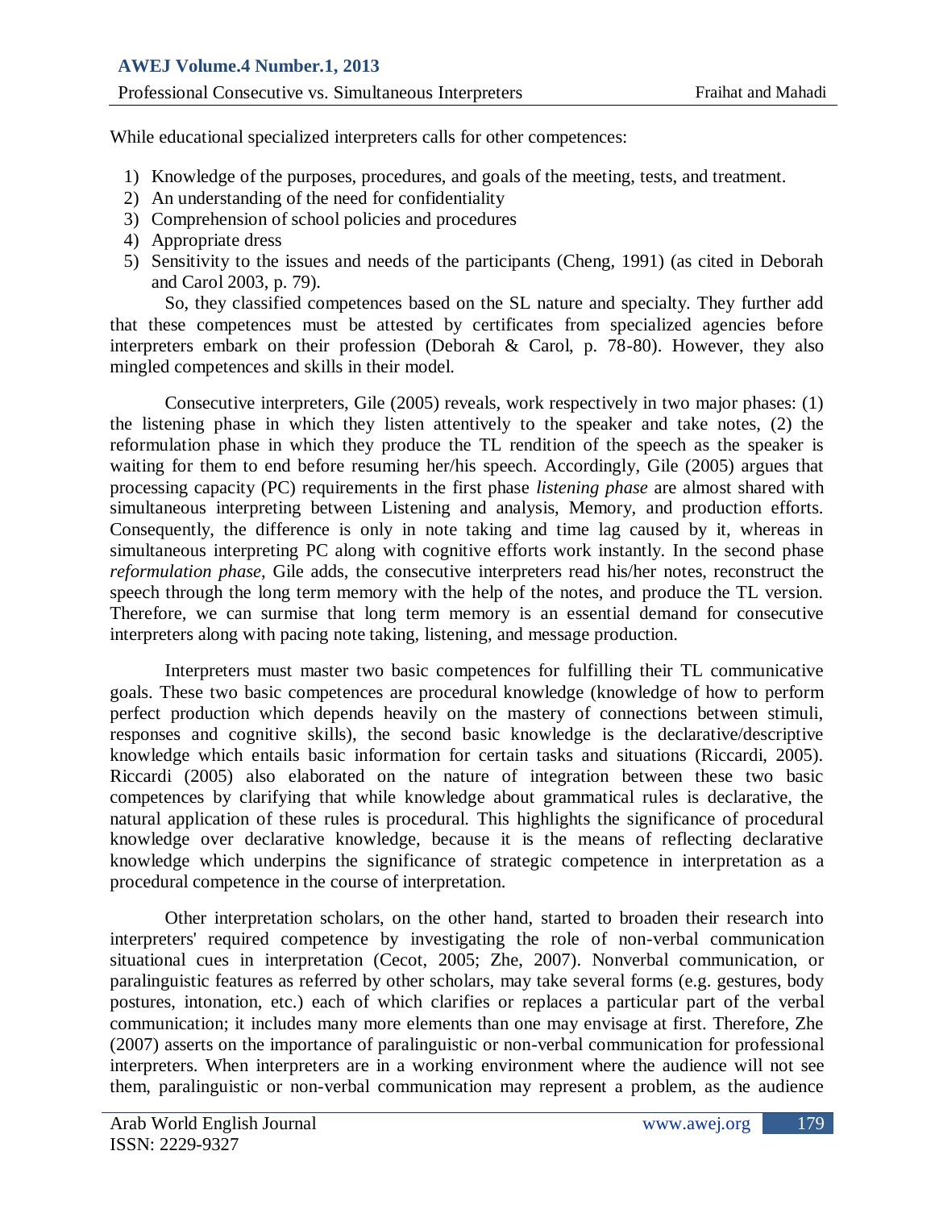While educational specialized interpreters calls for other competences:

1) Knowledge of the purposes, procedures, and goals of the meeting, tests, and treatment.
2) An understanding of the need for confidentiality
3) Comprehension of school policies and procedures
4) Appropriate dress
5) Sensitivity to the issues and needs of the participants (Cheng, 1991) (as cited in Deborah and Carol 2003, p. 79).

So, they classified competences based on the SL nature and specialty. They further add that these competences must be attested by certificates from specialized agencies before interpreters embark on their profession (Deborah & Carol, p. 78-80). However, they also mingled competences and skills in their model.

Consecutive interpreters, Gile (2005) reveals, work respectively in two major phases: (1) the listening phase in which they listen attentively to the speaker and take notes, (2) the reformulation phase in which they produce the TL rendition of the speech as the speaker is waiting for them to end before resuming her/his speech. Accordingly, Gile (2005) argues that processing capacity (PC) requirements in the first phase *listening phase* are almost shared with simultaneous interpreting between Listening and analysis, Memory, and production efforts. Consequently, the difference is only in note taking and time lag caused by it, whereas in simultaneous interpreting PC along with cognitive efforts work instantly. In the second phase *reformulation phase*, Gile adds, the consecutive interpreters read his/her notes, reconstruct the speech through the long term memory with the help of the notes, and produce the TL version. Therefore, we can surmise that long term memory is an essential demand for consecutive interpreters along with pacing note taking, listening, and message production.

Interpreters must master two basic competences for fulfilling their TL communicative goals. These two basic competences are procedural knowledge (knowledge of how to perform perfect production which depends heavily on the mastery of connections between stimuli, responses and cognitive skills), the second basic knowledge is the declarative/descriptive knowledge which entails basic information for certain tasks and situations (Riccardi, 2005). Riccardi (2005) also elaborated on the nature of integration between these two basic competences by clarifying that while knowledge about grammatical rules is declarative, the natural application of these rules is procedural. This highlights the significance of procedural knowledge over declarative knowledge, because it is the means of reflecting declarative knowledge which underpins the significance of strategic competence in interpretation as a procedural competence in the course of interpretation.

Other interpretation scholars, on the other hand, started to broaden their research into interpreters' required competence by investigating the role of non-verbal communication situational cues in interpretation (Cecot, 2005; Zhe, 2007). Nonverbal communication, or paralinguistic features as referred by other scholars, may take several forms (e.g. gestures, body postures, intonation, etc.) each of which clarifies or replaces a particular part of the verbal communication; it includes many more elements than one may envisage at first. Therefore, Zhe (2007) asserts on the importance of paralinguistic or non-verbal communication for professional interpreters. When interpreters are in a working environment where the audience will not see them, paralinguistic or non-verbal communication may represent a problem, as the audience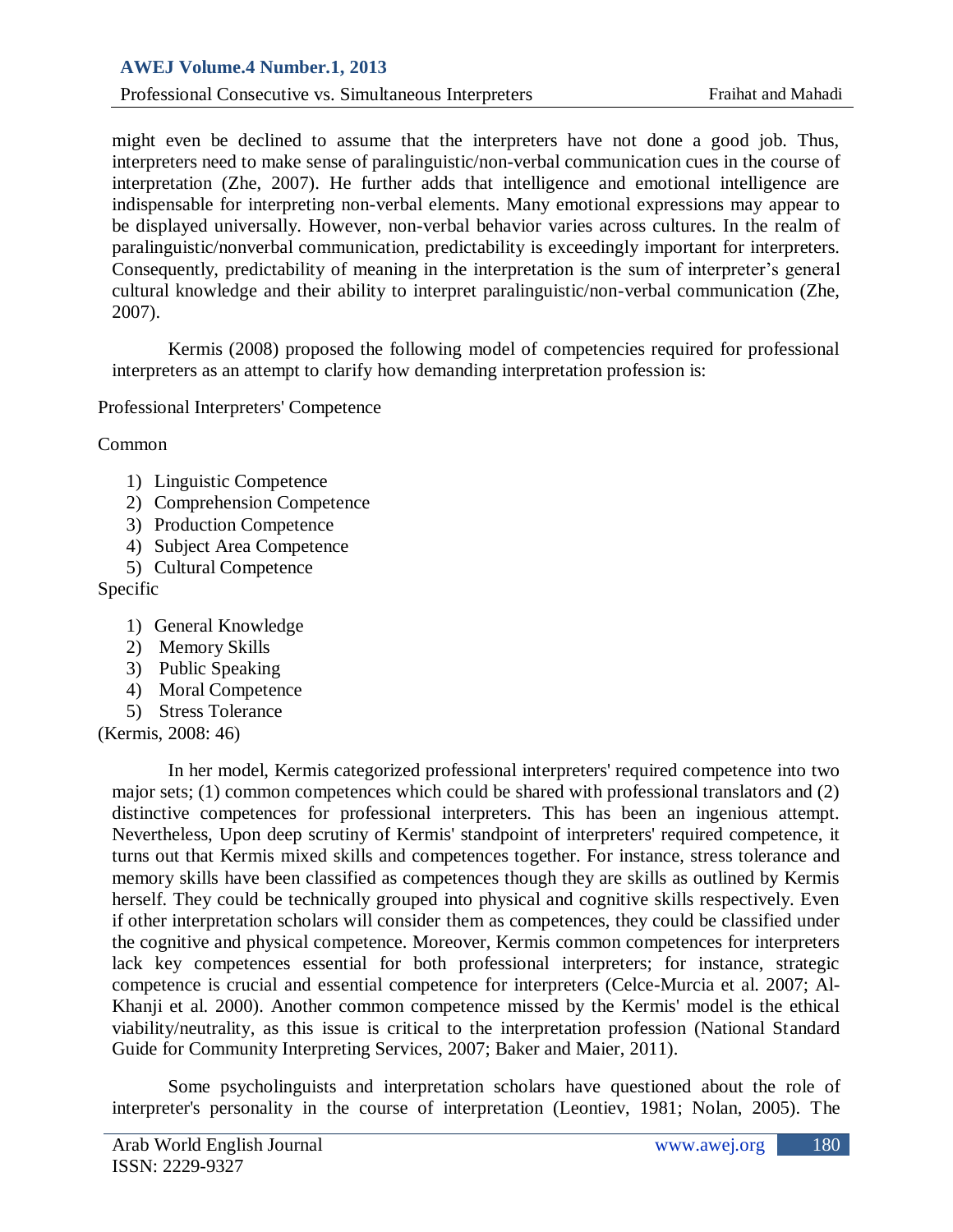might even be declined to assume that the interpreters have not done a good job. Thus, interpreters need to make sense of paralinguistic/non-verbal communication cues in the course of interpretation (Zhe, 2007). He further adds that intelligence and emotional intelligence are indispensable for interpreting non-verbal elements. Many emotional expressions may appear to be displayed universally. However, non-verbal behavior varies across cultures. In the realm of paralinguistic/nonverbal communication, predictability is exceedingly important for interpreters. Consequently, predictability of meaning in the interpretation is the sum of interpreter's general cultural knowledge and their ability to interpret paralinguistic/non-verbal communication (Zhe, 2007).

Kermis (2008) proposed the following model of competencies required for professional interpreters as an attempt to clarify how demanding interpretation profession is:

Professional Interpreters' Competence

Common

1) Linguistic Competence
2) Comprehension Competence
3) Production Competence
4) Subject Area Competence
5) Cultural Competence

Specific

1) General Knowledge
2) Memory Skills
3) Public Speaking
4) Moral Competence
5) Stress Tolerance

(Kermis, 2008: 46)

In her model, Kermis categorized professional interpreters' required competence into two major sets; (1) common competences which could be shared with professional translators and (2) distinctive competences for professional interpreters. This has been an ingenious attempt. Nevertheless, Upon deep scrutiny of Kermis' standpoint of interpreters' required competence, it turns out that Kermis mixed skills and competences together. For instance, stress tolerance and memory skills have been classified as competences though they are skills as outlined by Kermis herself. They could be technically grouped into physical and cognitive skills respectively. Even if other interpretation scholars will consider them as competences, they could be classified under the cognitive and physical competence. Moreover, Kermis common competences for interpreters lack key competences essential for both professional interpreters; for instance, strategic competence is crucial and essential competence for interpreters (Celce-Murcia et al. 2007; Al-Khanji et al. 2000). Another common competence missed by the Kermis' model is the ethical viability/neutrality, as this issue is critical to the interpretation profession (National Standard Guide for Community Interpreting Services, 2007; Baker and Maier, 2011).

Some psycholinguists and interpretation scholars have questioned about the role of interpreter's personality in the course of interpretation (Leontiev, 1981; Nolan, 2005). The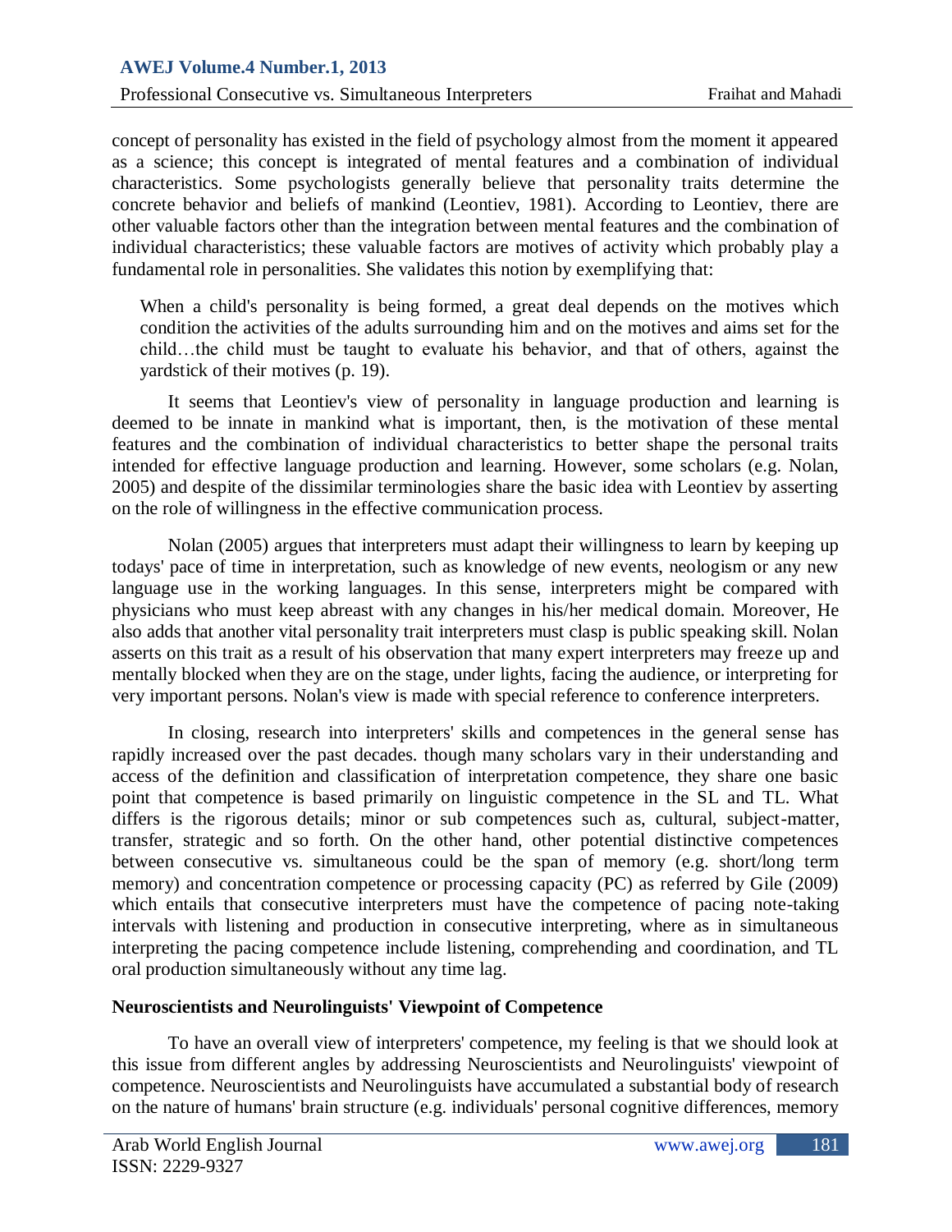concept of personality has existed in the field of psychology almost from the moment it appeared as a science; this concept is integrated of mental features and a combination of individual characteristics. Some psychologists generally believe that personality traits determine the concrete behavior and beliefs of mankind (Leontiev, 1981). According to Leontiev, there are other valuable factors other than the integration between mental features and the combination of individual characteristics; these valuable factors are motives of activity which probably play a fundamental role in personalities. She validates this notion by exemplifying that:

> When a child's personality is being formed, a great deal depends on the motives which condition the activities of the adults surrounding him and on the motives and aims set for the child…the child must be taught to evaluate his behavior, and that of others, against the yardstick of their motives (p. 19).

It seems that Leontiev's view of personality in language production and learning is deemed to be innate in mankind what is important, then, is the motivation of these mental features and the combination of individual characteristics to better shape the personal traits intended for effective language production and learning. However, some scholars (e.g. Nolan, 2005) and despite of the dissimilar terminologies share the basic idea with Leontiev by asserting on the role of willingness in the effective communication process.

Nolan (2005) argues that interpreters must adapt their willingness to learn by keeping up todays' pace of time in interpretation, such as knowledge of new events, neologism or any new language use in the working languages. In this sense, interpreters might be compared with physicians who must keep abreast with any changes in his/her medical domain. Moreover, He also adds that another vital personality trait interpreters must clasp is public speaking skill. Nolan asserts on this trait as a result of his observation that many expert interpreters may freeze up and mentally blocked when they are on the stage, under lights, facing the audience, or interpreting for very important persons. Nolan's view is made with special reference to conference interpreters.

In closing, research into interpreters' skills and competences in the general sense has rapidly increased over the past decades. though many scholars vary in their understanding and access of the definition and classification of interpretation competence, they share one basic point that competence is based primarily on linguistic competence in the SL and TL. What differs is the rigorous details; minor or sub competences such as, cultural, subject-matter, transfer, strategic and so forth. On the other hand, other potential distinctive competences between consecutive vs. simultaneous could be the span of memory (e.g. short/long term memory) and concentration competence or processing capacity (PC) as referred by Gile (2009) which entails that consecutive interpreters must have the competence of pacing note-taking intervals with listening and production in consecutive interpreting, where as in simultaneous interpreting the pacing competence include listening, comprehending and coordination, and TL oral production simultaneously without any time lag.

**Neuroscientists and Neurolinguists' Viewpoint of Competence**

To have an overall view of interpreters' competence, my feeling is that we should look at this issue from different angles by addressing Neuroscientists and Neurolinguists' viewpoint of competence. Neuroscientists and Neurolinguists have accumulated a substantial body of research on the nature of humans' brain structure (e.g. individuals' personal cognitive differences, memory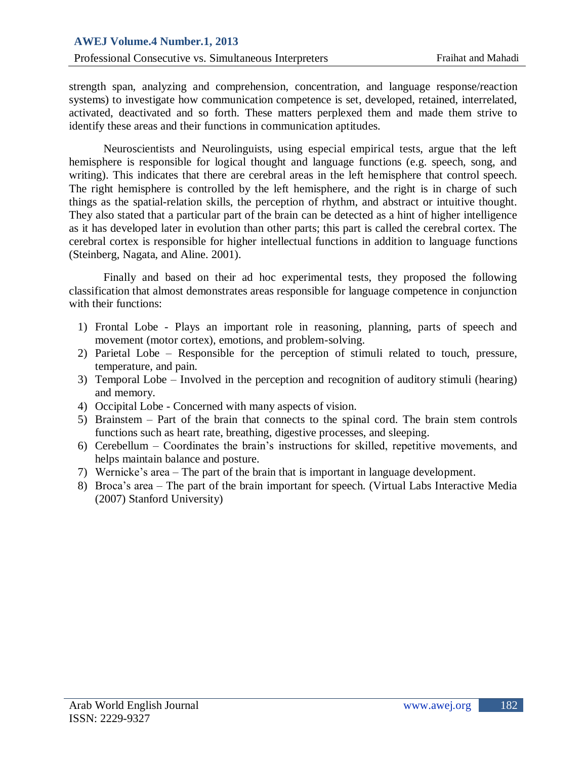strength span, analyzing and comprehension, concentration, and language response/reaction systems) to investigate how communication competence is set, developed, retained, interrelated, activated, deactivated and so forth. These matters perplexed them and made them strive to identify these areas and their functions in communication aptitudes.

Neuroscientists and Neurolinguists, using especial empirical tests, argue that the left hemisphere is responsible for logical thought and language functions (e.g. speech, song, and writing). This indicates that there are cerebral areas in the left hemisphere that control speech. The right hemisphere is controlled by the left hemisphere, and the right is in charge of such things as the spatial-relation skills, the perception of rhythm, and abstract or intuitive thought. They also stated that a particular part of the brain can be detected as a hint of higher intelligence as it has developed later in evolution than other parts; this part is called the cerebral cortex. The cerebral cortex is responsible for higher intellectual functions in addition to language functions (Steinberg, Nagata, and Aline. 2001).

Finally and based on their ad hoc experimental tests, they proposed the following classification that almost demonstrates areas responsible for language competence in conjunction with their functions:

1) Frontal Lobe - Plays an important role in reasoning, planning, parts of speech and movement (motor cortex), emotions, and problem-solving.
2) Parietal Lobe – Responsible for the perception of stimuli related to touch, pressure, temperature, and pain.
3) Temporal Lobe – Involved in the perception and recognition of auditory stimuli (hearing) and memory.
4) Occipital Lobe - Concerned with many aspects of vision.
5) Brainstem – Part of the brain that connects to the spinal cord. The brain stem controls functions such as heart rate, breathing, digestive processes, and sleeping.
6) Cerebellum – Coordinates the brain's instructions for skilled, repetitive movements, and helps maintain balance and posture.
7) Wernicke's area – The part of the brain that is important in language development.
8) Broca's area – The part of the brain important for speech. (Virtual Labs Interactive Media (2007) Stanford University)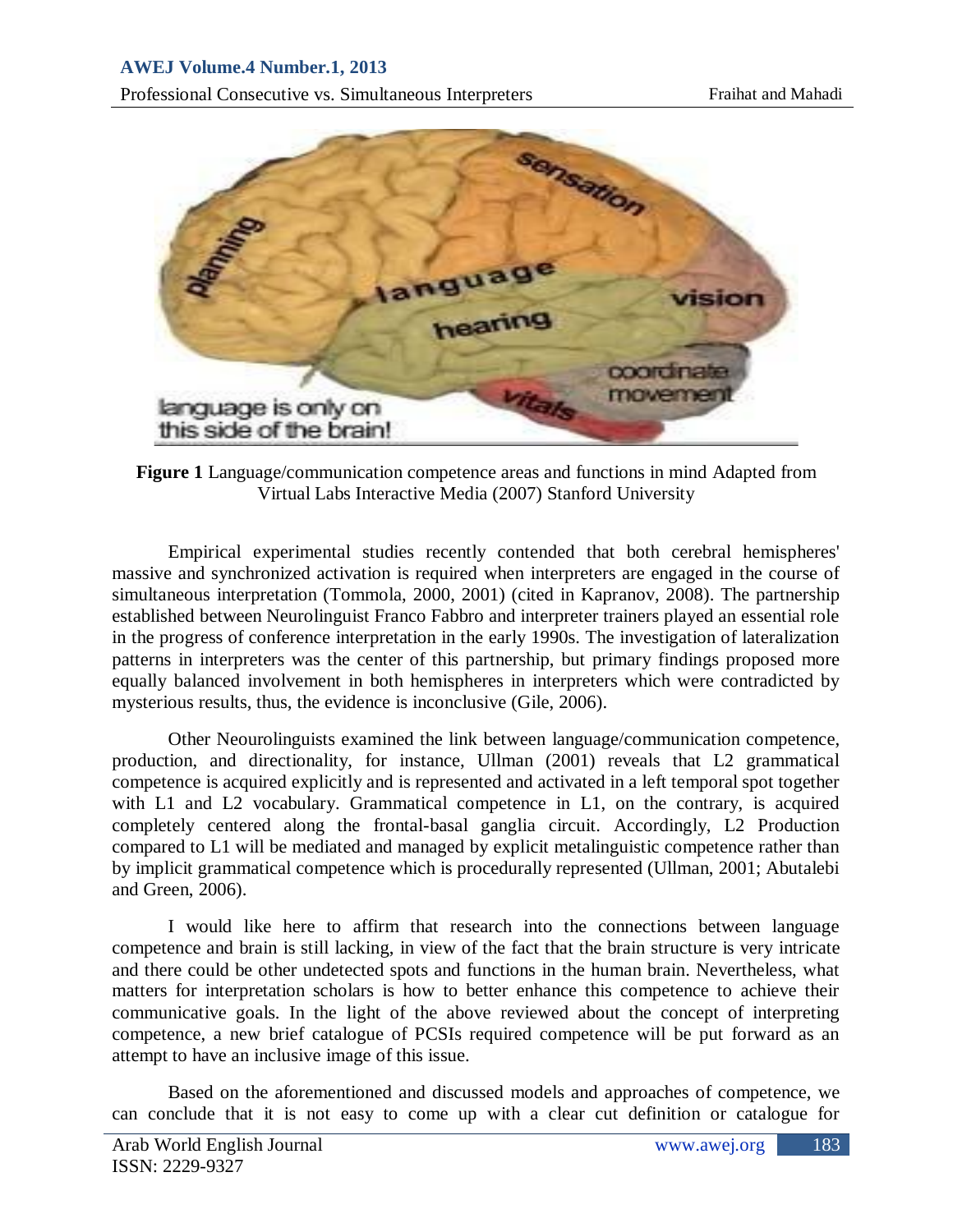**Figure 1** Language/communication competence areas and functions in mind Adapted from Virtual Labs Interactive Media (2007) Stanford University

Empirical experimental studies recently contended that both cerebral hemispheres' massive and synchronized activation is required when interpreters are engaged in the course of simultaneous interpretation (Tommola, 2000, 2001) (cited in Kapranov, 2008). The partnership established between Neurolinguist Franco Fabbro and interpreter trainers played an essential role in the progress of conference interpretation in the early 1990s. The investigation of lateralization patterns in interpreters was the center of this partnership, but primary findings proposed more equally balanced involvement in both hemispheres in interpreters which were contradicted by mysterious results, thus, the evidence is inconclusive (Gile, 2006).

Other Neourolinguists examined the link between language/communication competence, production, and directionality, for instance, Ullman (2001) reveals that L2 grammatical competence is acquired explicitly and is represented and activated in a left temporal spot together with L1 and L2 vocabulary. Grammatical competence in L1, on the contrary, is acquired completely centered along the frontal-basal ganglia circuit. Accordingly, L2 Production compared to L1 will be mediated and managed by explicit metalinguistic competence rather than by implicit grammatical competence which is procedurally represented (Ullman, 2001; Abutalebi and Green, 2006).

I would like here to affirm that research into the connections between language competence and brain is still lacking, in view of the fact that the brain structure is very intricate and there could be other undetected spots and functions in the human brain. Nevertheless, what matters for interpretation scholars is how to better enhance this competence to achieve their communicative goals. In the light of the above reviewed about the concept of interpreting competence, a new brief catalogue of PCSIs required competence will be put forward as an attempt to have an inclusive image of this issue.

Based on the aforementioned and discussed models and approaches of competence, we can conclude that it is not easy to come up with a clear cut definition or catalogue for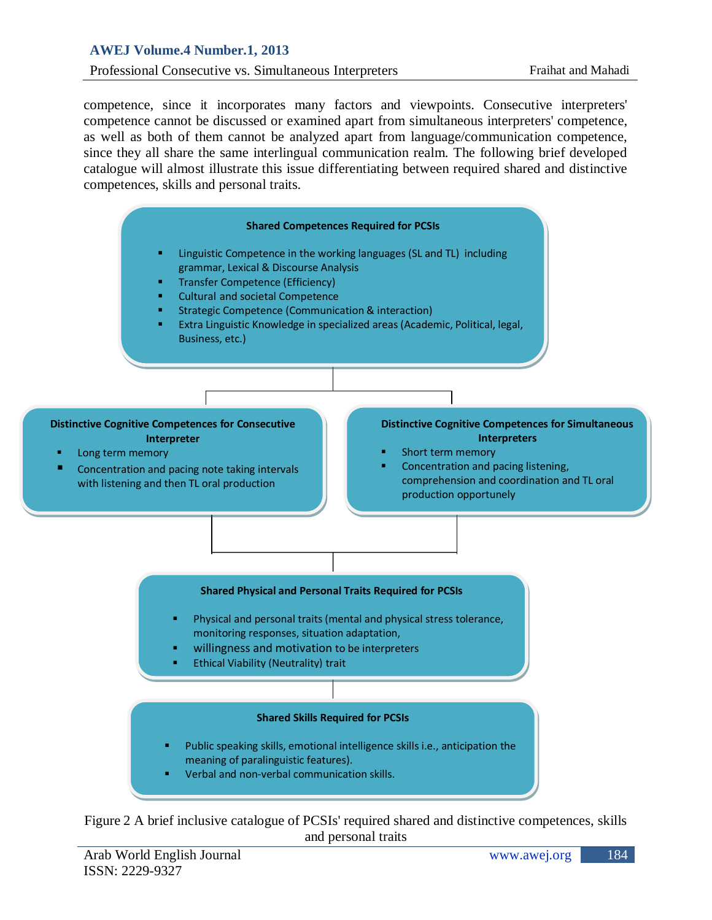competence, since it incorporates many factors and viewpoints. Consecutive interpreters' competence cannot be discussed or examined apart from simultaneous interpreters' competence, as well as both of them cannot be analyzed apart from language/communication competence, since they all share the same interlingual communication realm. The following brief developed catalogue will almost illustrate this issue differentiating between required shared and distinctive competences, skills and personal traits.

**Shared Competences Required for PCSIs**

- Linguistic Competence in the working languages (SL and TL) including grammar, Lexical & Discourse Analysis
- Transfer Competence (Efficiency)
- Cultural and societal Competence
- Strategic Competence (Communication & interaction)
- Extra Linguistic Knowledge in specialized areas (Academic, Political, legal, Business, etc.)

**Distinctive Cognitive Competences for Consecutive Interpreter**

- Long term memory
- Concentration and pacing note taking intervals with listening and then TL oral production

**Distinctive Cognitive Competences for Simultaneous Interpreters**

- Short term memory
- Concentration and pacing listening, comprehension and coordination and TL oral production opportunely

**Shared Physical and Personal Traits Required for PCSIs**

- Physical and personal traits (mental and physical stress tolerance, monitoring responses, situation adaptation,
- willingness and motivation to be interpreters
- Ethical Viability (Neutrality) trait

**Shared Skills Required for PCSIs**

- Public speaking skills, emotional intelligence skills i.e., anticipation the meaning of paralinguistic features).
- Verbal and non-verbal communication skills.

Figure 2 A brief inclusive catalogue of PCSIs' required shared and distinctive competences, skills and personal traits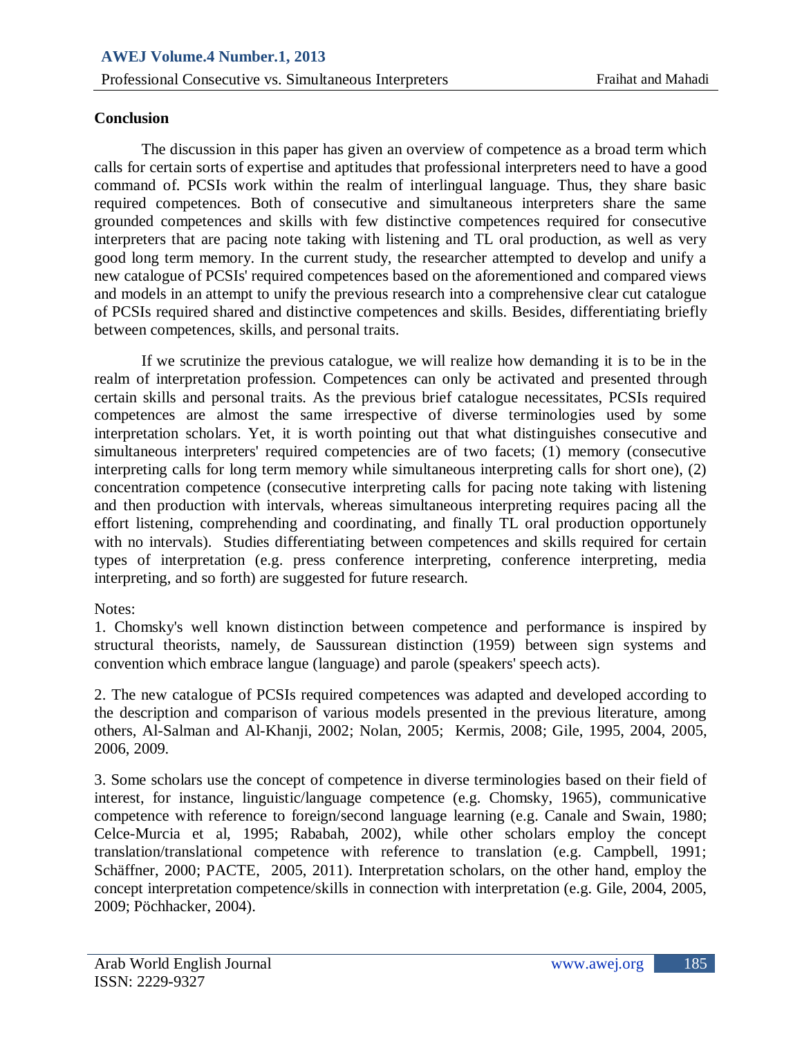## Conclusion

The discussion in this paper has given an overview of competence as a broad term which calls for certain sorts of expertise and aptitudes that professional interpreters need to have a good command of. PCSIs work within the realm of interlingual language. Thus, they share basic required competences. Both of consecutive and simultaneous interpreters share the same grounded competences and skills with few distinctive competences required for consecutive interpreters that are pacing note taking with listening and TL oral production, as well as very good long term memory. In the current study, the researcher attempted to develop and unify a new catalogue of PCSIs' required competences based on the aforementioned and compared views and models in an attempt to unify the previous research into a comprehensive clear cut catalogue of PCSIs required shared and distinctive competences and skills. Besides, differentiating briefly between competences, skills, and personal traits.

If we scrutinize the previous catalogue, we will realize how demanding it is to be in the realm of interpretation profession. Competences can only be activated and presented through certain skills and personal traits. As the previous brief catalogue necessitates, PCSIs required competences are almost the same irrespective of diverse terminologies used by some interpretation scholars. Yet, it is worth pointing out that what distinguishes consecutive and simultaneous interpreters' required competencies are of two facets; (1) memory (consecutive interpreting calls for long term memory while simultaneous interpreting calls for short one), (2) concentration competence (consecutive interpreting calls for pacing note taking with listening and then production with intervals, whereas simultaneous interpreting requires pacing all the effort listening, comprehending and coordinating, and finally TL oral production opportunely with no intervals). Studies differentiating between competences and skills required for certain types of interpretation (e.g. press conference interpreting, conference interpreting, media interpreting, and so forth) are suggested for future research.

Notes:

1. Chomsky's well known distinction between competence and performance is inspired by structural theorists, namely, de Saussurean distinction (1959) between sign systems and convention which embrace langue (language) and parole (speakers' speech acts).

2. The new catalogue of PCSIs required competences was adapted and developed according to the description and comparison of various models presented in the previous literature, among others, Al-Salman and Al-Khanji, 2002; Nolan, 2005; Kermis, 2008; Gile, 1995, 2004, 2005, 2006, 2009.

3. Some scholars use the concept of competence in diverse terminologies based on their field of interest, for instance, linguistic/language competence (e.g. Chomsky, 1965), communicative competence with reference to foreign/second language learning (e.g. Canale and Swain, 1980; Celce-Murcia et al, 1995; Rababah, 2002), while other scholars employ the concept translation/translational competence with reference to translation (e.g. Campbell, 1991; Schäffner, 2000; PACTE, 2005, 2011). Interpretation scholars, on the other hand, employ the concept interpretation competence/skills in connection with interpretation (e.g. Gile, 2004, 2005, 2009; Pöchhacker, 2004).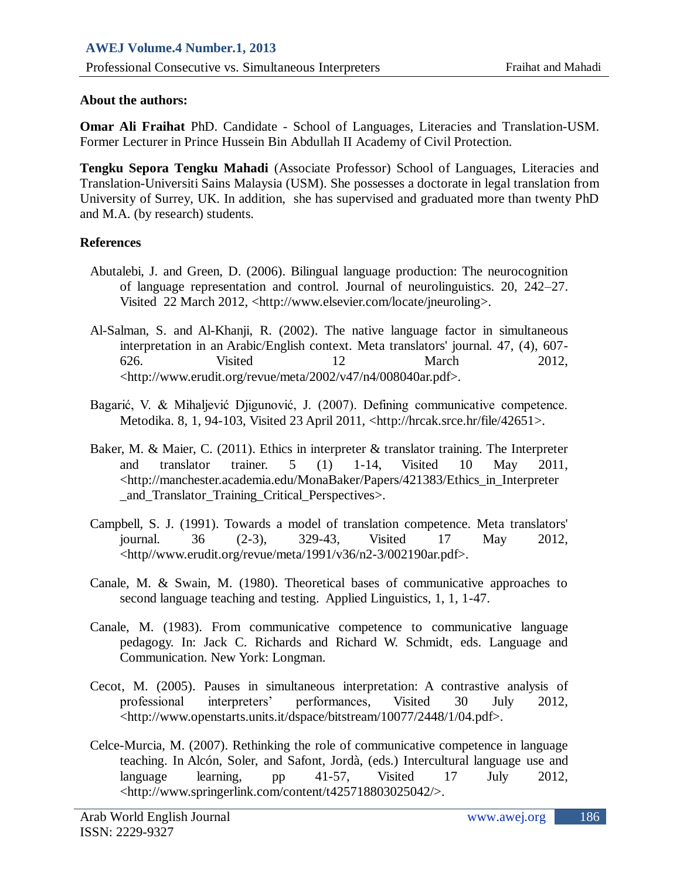**About the authors:**

**Omar Ali Fraihat** PhD. Candidate - School of Languages, Literacies and Translation-USM. Former Lecturer in Prince Hussein Bin Abdullah II Academy of Civil Protection.

**Tengku Sepora Tengku Mahadi** (Associate Professor) School of Languages, Literacies and Translation-Universiti Sains Malaysia (USM). She possesses a doctorate in legal translation from University of Surrey, UK. In addition, she has supervised and graduated more than twenty PhD and M.A. (by research) students.

**References**

Abutalebi, J. and Green, D. (2006). Bilingual language production: The neurocognition of language representation and control. Journal of neurolinguistics. 20, 242–27. Visited 22 March 2012, <http://www.elsevier.com/locate/jneuroling>.

Al-Salman, S. and Al-Khanji, R. (2002). The native language factor in simultaneous interpretation in an Arabic/English context. Meta translators' journal. 47, (4), 607-626. Visited 12 March 2012, <http://www.erudit.org/revue/meta/2002/v47/n4/008040ar.pdf>.

Bagarić, V. & Mihaljević Djigunović, J. (2007). Defining communicative competence. Metodika. 8, 1, 94-103, Visited 23 April 2011, <http://hrcak.srce.hr/file/42651>.

Baker, M. & Maier, C. (2011). Ethics in interpreter & translator training. The Interpreter and translator trainer. 5 (1) 1-14, Visited 10 May 2011, <http://manchester.academia.edu/MonaBaker/Papers/421383/Ethics_in_Interpreter_and_Translator_Training_Critical_Perspectives>.

Campbell, S. J. (1991). Towards a model of translation competence. Meta translators' journal. 36 (2-3), 329-43, Visited 17 May 2012, <http//www.erudit.org/revue/meta/1991/v36/n2-3/002190ar.pdf>.

Canale, M. & Swain, M. (1980). Theoretical bases of communicative approaches to second language teaching and testing. Applied Linguistics, 1, 1, 1-47.

Canale, M. (1983). From communicative competence to communicative language pedagogy. In: Jack C. Richards and Richard W. Schmidt, eds. Language and Communication. New York: Longman.

Cecot, M. (2005). Pauses in simultaneous interpretation: A contrastive analysis of professional interpreters' performances, Visited 30 July 2012, <http://www.openstarts.units.it/dspace/bitstream/10077/2448/1/04.pdf>.

Celce-Murcia, M. (2007). Rethinking the role of communicative competence in language teaching. In Alcón, Soler, and Safont, Jordà, (eds.) Intercultural language use and language learning, pp 41-57, Visited 17 July 2012, <http://www.springerlink.com/content/t425718803025042/>.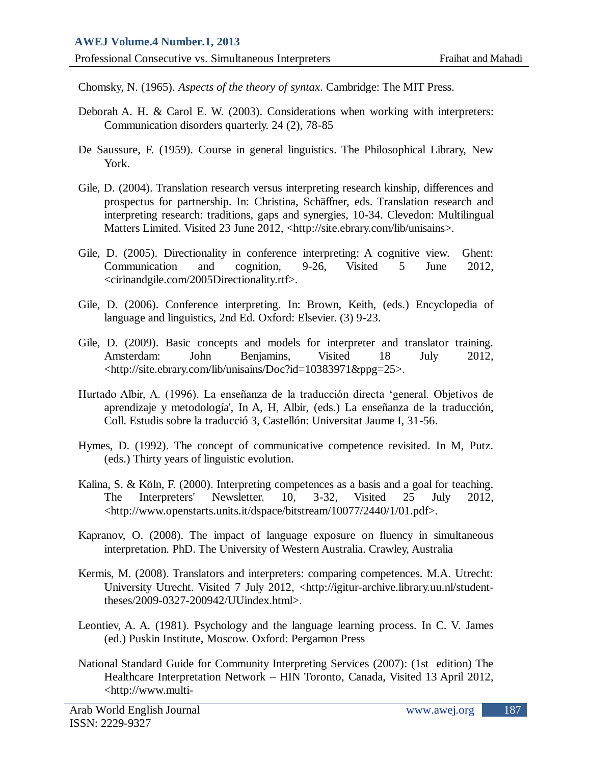Chomsky, N. (1965). *Aspects of the theory of syntax*. Cambridge: The MIT Press.

Deborah A. H. & Carol E. W. (2003). Considerations when working with interpreters: Communication disorders quarterly. 24 (2), 78-85

De Saussure, F. (1959). Course in general linguistics. The Philosophical Library, New York.

Gile, D. (2004). Translation research versus interpreting research kinship, differences and prospectus for partnership. In: Christina, Schäffner, eds. Translation research and interpreting research: traditions, gaps and synergies, 10-34. Clevedon: Multilingual Matters Limited. Visited 23 June 2012, <http://site.ebrary.com/lib/unisains>.

Gile, D. (2005). Directionality in conference interpreting: A cognitive view. Ghent: Communication and cognition, 9-26, Visited 5 June 2012, <cirinandgile.com/2005Directionality.rtf>.

Gile, D. (2006). Conference interpreting. In: Brown, Keith, (eds.) Encyclopedia of language and linguistics, 2nd Ed. Oxford: Elsevier. (3) 9-23.

Gile, D. (2009). Basic concepts and models for interpreter and translator training. Amsterdam: John Benjamins, Visited 18 July 2012, <http://site.ebrary.com/lib/unisains/Doc?id=10383971&ppg=25>.

Hurtado Albir, A. (1996). La enseñanza de la traducción directa 'general. Objetivos de aprendizaje y metodología', In A, H, Albir, (eds.) La enseñanza de la traducción, Coll. Estudis sobre la traducció 3, Castellón: Universitat Jaume I, 31-56.

Hymes, D. (1992). The concept of communicative competence revisited. In M, Putz. (eds.) Thirty years of linguistic evolution.

Kalina, S. & Köln, F. (2000). Interpreting competences as a basis and a goal for teaching. The Interpreters' Newsletter. 10, 3-32, Visited 25 July 2012, <http://www.openstarts.units.it/dspace/bitstream/10077/2440/1/01.pdf>.

Kapranov, O. (2008). The impact of language exposure on fluency in simultaneous interpretation. PhD. The University of Western Australia. Crawley, Australia

Kermis, M. (2008). Translators and interpreters: comparing competences. M.A. Utrecht: University Utrecht. Visited 7 July 2012, <http://igitur-archive.library.uu.nl/student-theses/2009-0327-200942/UUindex.html>.

Leontiev, A. A. (1981). Psychology and the language learning process. In C. V. James (ed.) Puskin Institute, Moscow. Oxford: Pergamon Press

National Standard Guide for Community Interpreting Services (2007): (1st edition) The Healthcare Interpretation Network – HIN Toronto, Canada, Visited 13 April 2012, <http://www.multi-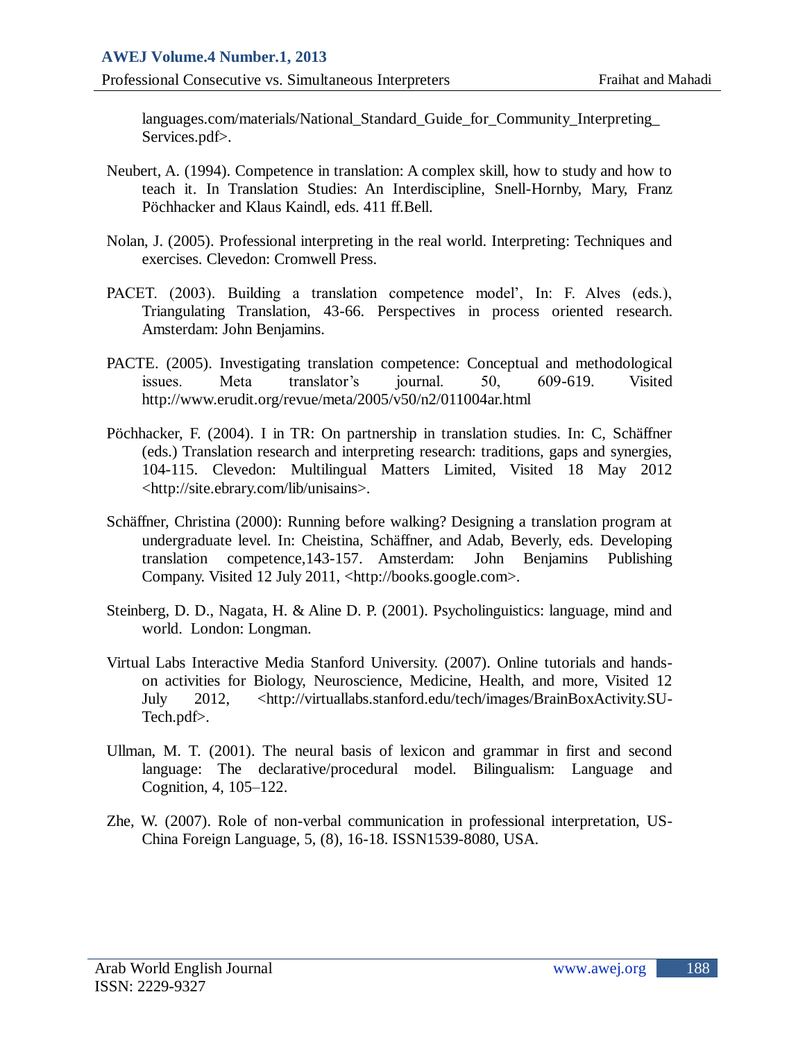languages.com/materials/National_Standard_Guide_for_Community_Interpreting_Services.pdf>.

Neubert, A. (1994). Competence in translation: A complex skill, how to study and how to teach it. In Translation Studies: An Interdiscipline, Snell-Hornby, Mary, Franz Pöchhacker and Klaus Kaindl, eds. 411 ff.Bell.

Nolan, J. (2005). Professional interpreting in the real world. Interpreting: Techniques and exercises. Clevedon: Cromwell Press.

PACET. (2003). Building a translation competence model', In: F. Alves (eds.), Triangulating Translation, 43-66. Perspectives in process oriented research. Amsterdam: John Benjamins.

PACTE. (2005). Investigating translation competence: Conceptual and methodological issues. Meta translator's journal. 50, 609-619. Visited http://www.erudit.org/revue/meta/2005/v50/n2/011004ar.html

Pöchhacker, F. (2004). I in TR: On partnership in translation studies. In: C, Schäffner (eds.) Translation research and interpreting research: traditions, gaps and synergies, 104-115. Clevedon: Multilingual Matters Limited, Visited 18 May 2012 <http://site.ebrary.com/lib/unisains>.

Schäffner, Christina (2000): Running before walking? Designing a translation program at undergraduate level. In: Cheistina, Schäffner, and Adab, Beverly, eds. Developing translation competence,143-157. Amsterdam: John Benjamins Publishing Company. Visited 12 July 2011, <http://books.google.com>.

Steinberg, D. D., Nagata, H. & Aline D. P. (2001). Psycholinguistics: language, mind and world. London: Longman.

Virtual Labs Interactive Media Stanford University. (2007). Online tutorials and hands-on activities for Biology, Neuroscience, Medicine, Health, and more, Visited 12 July 2012, <http://virtuallabs.stanford.edu/tech/images/BrainBoxActivity.SU-Tech.pdf>.

Ullman, M. T. (2001). The neural basis of lexicon and grammar in first and second language: The declarative/procedural model. Bilingualism: Language and Cognition, 4, 105–122.

Zhe, W. (2007). Role of non-verbal communication in professional interpretation, US-China Foreign Language, 5, (8), 16-18. ISSN1539-8080, USA.